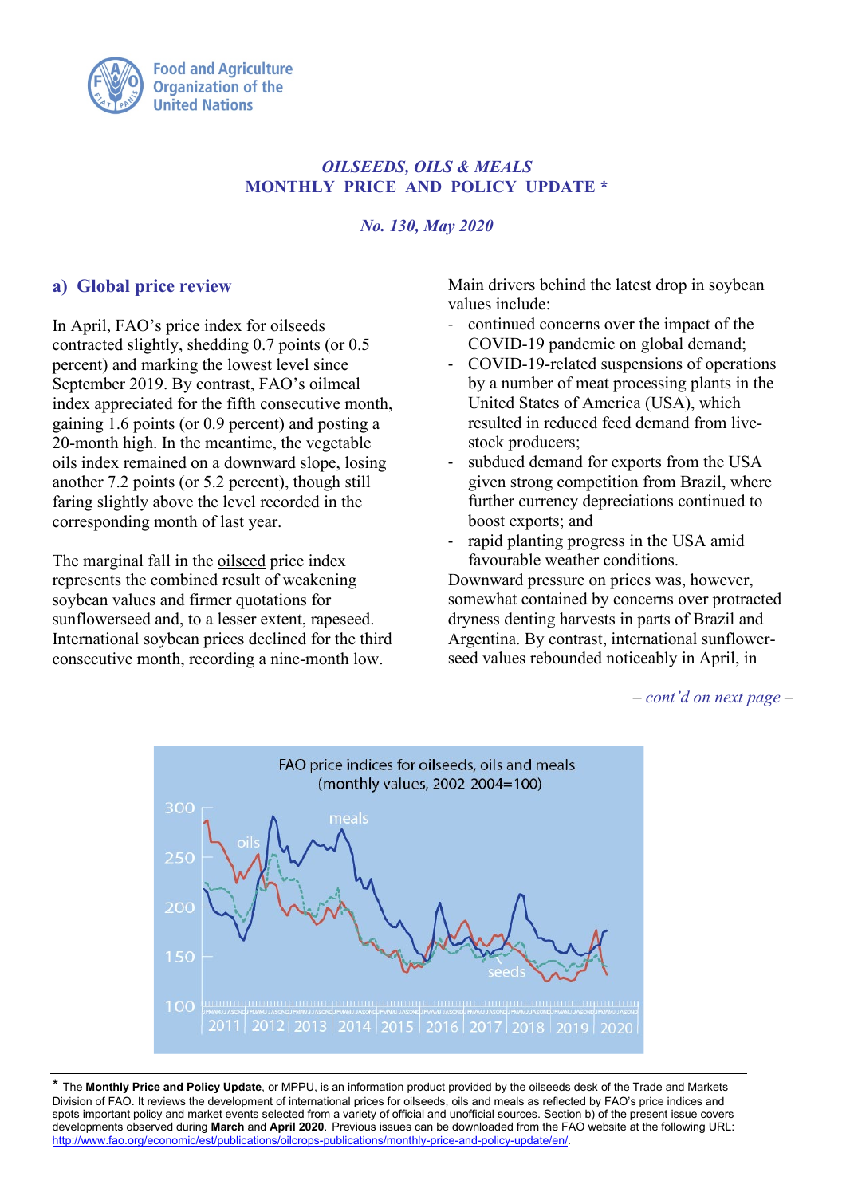Food and Agriculture Organization of the United Nations

*OILSEEDS, OILS & MEALS*
**MONTHLY PRICE AND POLICY UPDATE \***

*No. 130, May 2020*

## a) Global price review

In April, FAO's price index for oilseeds contracted slightly, shedding 0.7 points (or 0.5 percent) and marking the lowest level since September 2019. By contrast, FAO's oilmeal index appreciated for the fifth consecutive month, gaining 1.6 points (or 0.9 percent) and posting a 20-month high. In the meantime, the vegetable oils index remained on a downward slope, losing another 7.2 points (or 5.2 percent), though still faring slightly above the level recorded in the corresponding month of last year.

The marginal fall in the oilseed price index represents the combined result of weakening soybean values and firmer quotations for sunflowerseed and, to a lesser extent, rapeseed. International soybean prices declined for the third consecutive month, recording a nine-month low.

Main drivers behind the latest drop in soybean values include:

- continued concerns over the impact of the COVID-19 pandemic on global demand;
- COVID-19-related suspensions of operations by a number of meat processing plants in the United States of America (USA), which resulted in reduced feed demand from live-stock producers;
- subdued demand for exports from the USA given strong competition from Brazil, where further currency depreciations continued to boost exports; and
- rapid planting progress in the USA amid favourable weather conditions.

Downward pressure on prices was, however, somewhat contained by concerns over protracted dryness denting harvests in parts of Brazil and Argentina. By contrast, international sunflower-seed values rebounded noticeably in April, in

*– cont'd on next page –*

FAO price indices for oilseeds, oils and meals (monthly values, 2002-2004=100)

---

\* The **Monthly Price and Policy Update**, or MPPU, is an information product provided by the oilseeds desk of the Trade and Markets Division of FAO. It reviews the development of international prices for oilseeds, oils and meals as reflected by FAO's price indices and spots important policy and market events selected from a variety of official and unofficial sources. Section b) of the present issue covers developments observed during **March** and **April 2020**. Previous issues can be downloaded from the FAO website at the following URL: http://www.fao.org/economic/est/publications/oilcrops-publications/monthly-price-and-policy-update/en/.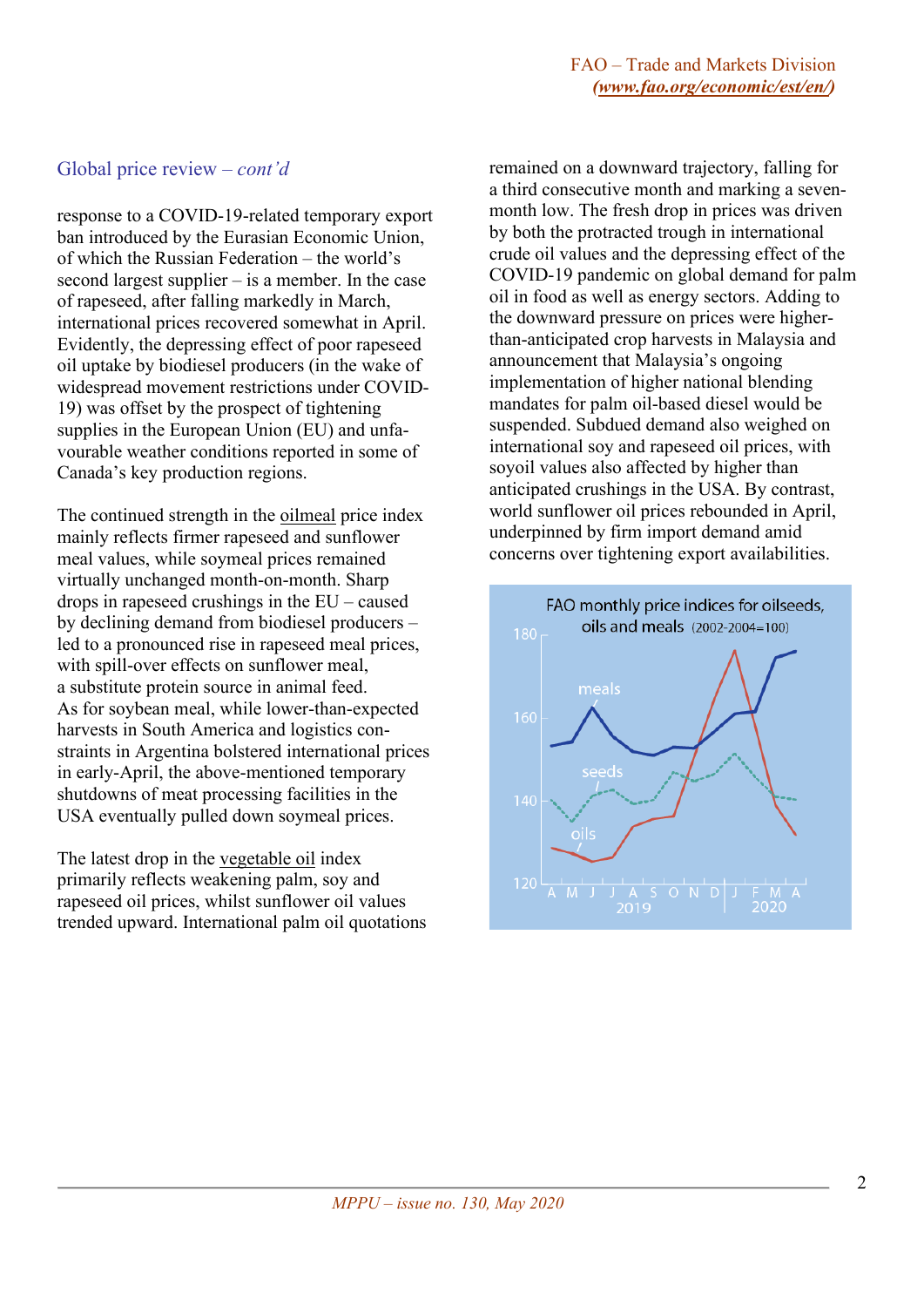## Global price review – *cont'd*

response to a COVID-19-related temporary export ban introduced by the Eurasian Economic Union, of which the Russian Federation – the world's second largest supplier – is a member. In the case of rapeseed, after falling markedly in March, international prices recovered somewhat in April. Evidently, the depressing effect of poor rapeseed oil uptake by biodiesel producers (in the wake of widespread movement restrictions under COVID-19) was offset by the prospect of tightening supplies in the European Union (EU) and unfavourable weather conditions reported in some of Canada's key production regions.

The continued strength in the oilmeal price index mainly reflects firmer rapeseed and sunflower meal values, while soymeal prices remained virtually unchanged month-on-month. Sharp drops in rapeseed crushings in the EU – caused by declining demand from biodiesel producers – led to a pronounced rise in rapeseed meal prices, with spill-over effects on sunflower meal, a substitute protein source in animal feed. As for soybean meal, while lower-than-expected harvests in South America and logistics constraints in Argentina bolstered international prices in early-April, the above-mentioned temporary shutdowns of meat processing facilities in the USA eventually pulled down soymeal prices.

The latest drop in the vegetable oil index primarily reflects weakening palm, soy and rapeseed oil prices, whilst sunflower oil values trended upward. International palm oil quotations remained on a downward trajectory, falling for a third consecutive month and marking a seven-month low. The fresh drop in prices was driven by both the protracted trough in international crude oil values and the depressing effect of the COVID-19 pandemic on global demand for palm oil in food as well as energy sectors. Adding to the downward pressure on prices were higher-than-anticipated crop harvests in Malaysia and announcement that Malaysia's ongoing implementation of higher national blending mandates for palm oil-based diesel would be suspended. Subdued demand also weighed on international soy and rapeseed oil prices, with soyoil values also affected by higher than anticipated crushings in the USA. By contrast, world sunflower oil prices rebounded in April, underpinned by firm import demand amid concerns over tightening export availabilities.

FAO monthly price indices for oilseeds, oils and meals (2002-2004=100)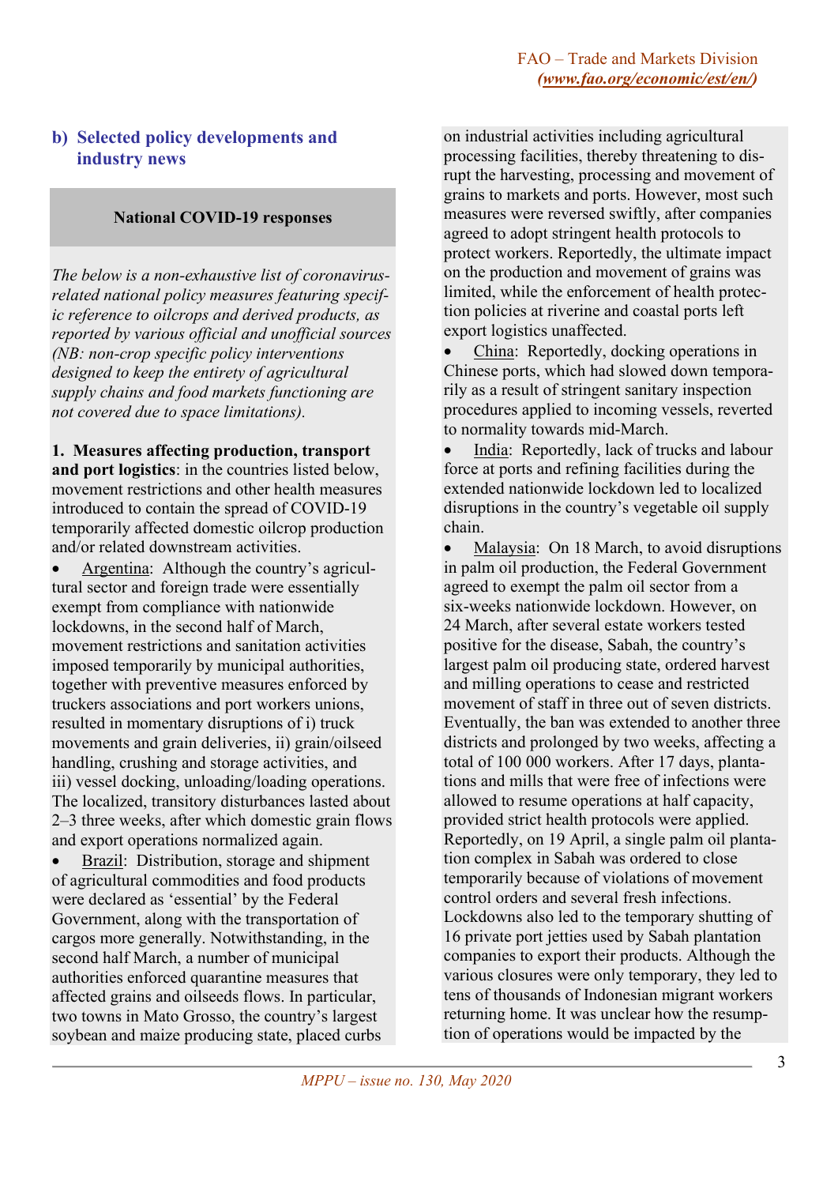## b) Selected policy developments and industry news

**National COVID-19 responses**

*The below is a non-exhaustive list of coronavirus-related national policy measures featuring specific reference to oilcrops and derived products, as reported by various official and unofficial sources (NB: non-crop specific policy interventions designed to keep the entirety of agricultural supply chains and food markets functioning are not covered due to space limitations).*

**1. Measures affecting production, transport and port logistics**: in the countries listed below, movement restrictions and other health measures introduced to contain the spread of COVID-19 temporarily affected domestic oilcrop production and/or related downstream activities.

- Argentina: Although the country's agricultural sector and foreign trade were essentially exempt from compliance with nationwide lockdowns, in the second half of March, movement restrictions and sanitation activities imposed temporarily by municipal authorities, together with preventive measures enforced by truckers associations and port workers unions, resulted in momentary disruptions of i) truck movements and grain deliveries, ii) grain/oilseed handling, crushing and storage activities, and iii) vessel docking, unloading/loading operations. The localized, transitory disturbances lasted about 2–3 three weeks, after which domestic grain flows and export operations normalized again.
- Brazil: Distribution, storage and shipment of agricultural commodities and food products were declared as 'essential' by the Federal Government, along with the transportation of cargos more generally. Notwithstanding, in the second half March, a number of municipal authorities enforced quarantine measures that affected grains and oilseeds flows. In particular, two towns in Mato Grosso, the country's largest soybean and maize producing state, placed curbs on industrial activities including agricultural processing facilities, thereby threatening to disrupt the harvesting, processing and movement of grains to markets and ports. However, most such measures were reversed swiftly, after companies agreed to adopt stringent health protocols to protect workers. Reportedly, the ultimate impact on the production and movement of grains was limited, while the enforcement of health protection policies at riverine and coastal ports left export logistics unaffected.
- China: Reportedly, docking operations in Chinese ports, which had slowed down temporarily as a result of stringent sanitary inspection procedures applied to incoming vessels, reverted to normality towards mid-March.
- India: Reportedly, lack of trucks and labour force at ports and refining facilities during the extended nationwide lockdown led to localized disruptions in the country's vegetable oil supply chain.
- Malaysia: On 18 March, to avoid disruptions in palm oil production, the Federal Government agreed to exempt the palm oil sector from a six-weeks nationwide lockdown. However, on 24 March, after several estate workers tested positive for the disease, Sabah, the country's largest palm oil producing state, ordered harvest and milling operations to cease and restricted movement of staff in three out of seven districts. Eventually, the ban was extended to another three districts and prolonged by two weeks, affecting a total of 100 000 workers. After 17 days, plantations and mills that were free of infections were allowed to resume operations at half capacity, provided strict health protocols were applied. Reportedly, on 19 April, a single palm oil plantation complex in Sabah was ordered to close temporarily because of violations of movement control orders and several fresh infections. Lockdowns also led to the temporary shutting of 16 private port jetties used by Sabah plantation companies to export their products. Although the various closures were only temporary, they led to tens of thousands of Indonesian migrant workers returning home. It was unclear how the resumption of operations would be impacted by the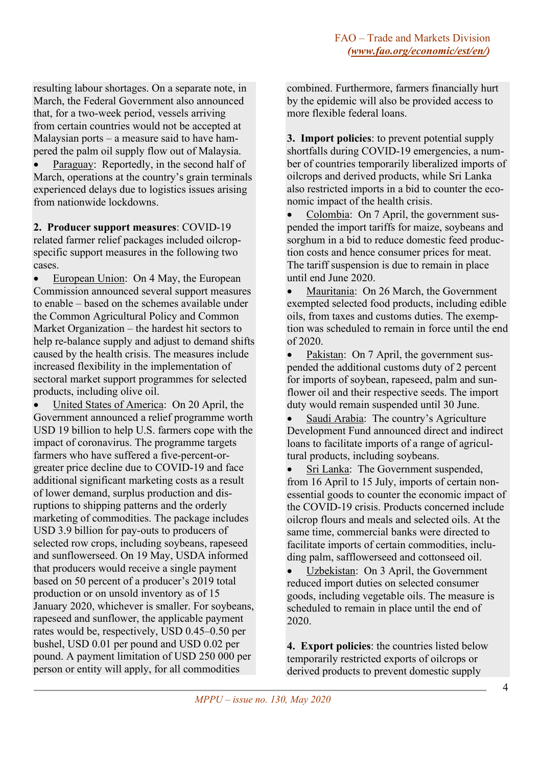resulting labour shortages. On a separate note, in March, the Federal Government also announced that, for a two-week period, vessels arriving from certain countries would not be accepted at Malaysian ports – a measure said to have hampered the palm oil supply flow out of Malaysia.

- Paraguay: Reportedly, in the second half of March, operations at the country's grain terminals experienced delays due to logistics issues arising from nationwide lockdowns.

**2. Producer support measures**: COVID-19 related farmer relief packages included oilcrop-specific support measures in the following two cases.

- European Union: On 4 May, the European Commission announced several support measures to enable – based on the schemes available under the Common Agricultural Policy and Common Market Organization – the hardest hit sectors to help re-balance supply and adjust to demand shifts caused by the health crisis. The measures include increased flexibility in the implementation of sectoral market support programmes for selected products, including olive oil.
- United States of America: On 20 April, the Government announced a relief programme worth USD 19 billion to help U.S. farmers cope with the impact of coronavirus. The programme targets farmers who have suffered a five-percent-or-greater price decline due to COVID-19 and face additional significant marketing costs as a result of lower demand, surplus production and disruptions to shipping patterns and the orderly marketing of commodities. The package includes USD 3.9 billion for pay-outs to producers of selected row crops, including soybeans, rapeseed and sunflowerseed. On 19 May, USDA informed that producers would receive a single payment based on 50 percent of a producer's 2019 total production or on unsold inventory as of 15 January 2020, whichever is smaller. For soybeans, rapeseed and sunflower, the applicable payment rates would be, respectively, USD 0.45–0.50 per bushel, USD 0.01 per pound and USD 0.02 per pound. A payment limitation of USD 250 000 per person or entity will apply, for all commodities combined. Furthermore, farmers financially hurt by the epidemic will also be provided access to more flexible federal loans.

**3. Import policies**: to prevent potential supply shortfalls during COVID-19 emergencies, a number of countries temporarily liberalized imports of oilcrops and derived products, while Sri Lanka also restricted imports in a bid to counter the economic impact of the health crisis.

- Colombia: On 7 April, the government suspended the import tariffs for maize, soybeans and sorghum in a bid to reduce domestic feed production costs and hence consumer prices for meat. The tariff suspension is due to remain in place until end June 2020.
- Mauritania: On 26 March, the Government exempted selected food products, including edible oils, from taxes and customs duties. The exemption was scheduled to remain in force until the end of 2020.
- Pakistan: On 7 April, the government suspended the additional customs duty of 2 percent for imports of soybean, rapeseed, palm and sunflower oil and their respective seeds. The import duty would remain suspended until 30 June.
- Saudi Arabia: The country's Agriculture Development Fund announced direct and indirect loans to facilitate imports of a range of agricultural products, including soybeans.
- Sri Lanka: The Government suspended, from 16 April to 15 July, imports of certain non-essential goods to counter the economic impact of the COVID-19 crisis. Products concerned include oilcrop flours and meals and selected oils. At the same time, commercial banks were directed to facilitate imports of certain commodities, including palm, safflowerseed and cottonseed oil.
- Uzbekistan: On 3 April, the Government reduced import duties on selected consumer goods, including vegetable oils. The measure is scheduled to remain in place until the end of 2020.

**4. Export policies**: the countries listed below temporarily restricted exports of oilcrops or derived products to prevent domestic supply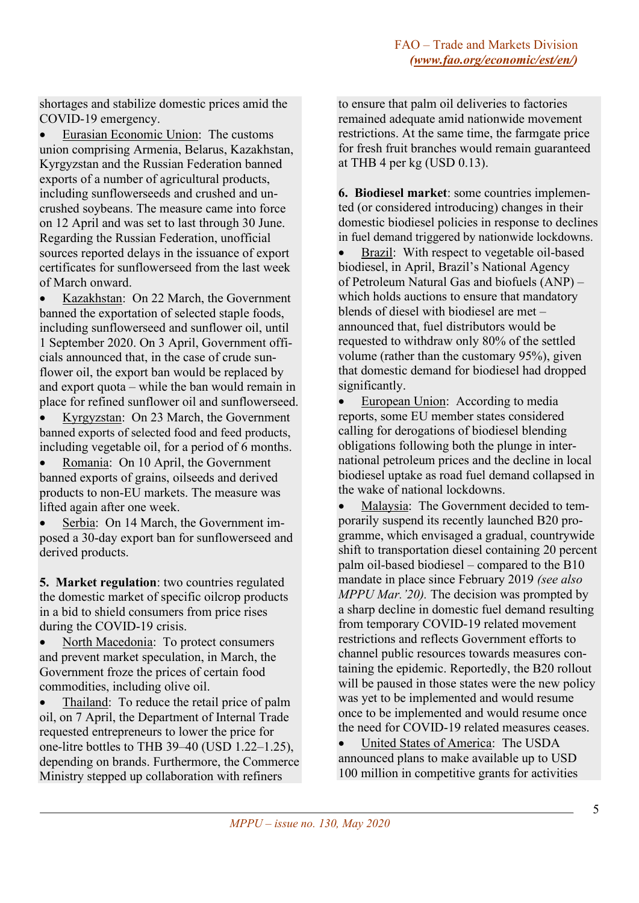shortages and stabilize domestic prices amid the COVID-19 emergency.

- Eurasian Economic Union: The customs union comprising Armenia, Belarus, Kazakhstan, Kyrgyzstan and the Russian Federation banned exports of a number of agricultural products, including sunflowerseeds and crushed and uncrushed soybeans. The measure came into force on 12 April and was set to last through 30 June. Regarding the Russian Federation, unofficial sources reported delays in the issuance of export certificates for sunflowerseed from the last week of March onward.
- Kazakhstan: On 22 March, the Government banned the exportation of selected staple foods, including sunflowerseed and sunflower oil, until 1 September 2020. On 3 April, Government officials announced that, in the case of crude sunflower oil, the export ban would be replaced by and export quota – while the ban would remain in place for refined sunflower oil and sunflowerseed.
- Kyrgyzstan: On 23 March, the Government banned exports of selected food and feed products, including vegetable oil, for a period of 6 months.
- Romania: On 10 April, the Government banned exports of grains, oilseeds and derived products to non-EU markets. The measure was lifted again after one week.
- Serbia: On 14 March, the Government imposed a 30-day export ban for sunflowerseed and derived products.

**5. Market regulation**: two countries regulated the domestic market of specific oilcrop products in a bid to shield consumers from price rises during the COVID-19 crisis.

- North Macedonia: To protect consumers and prevent market speculation, in March, the Government froze the prices of certain food commodities, including olive oil.
- Thailand: To reduce the retail price of palm oil, on 7 April, the Department of Internal Trade requested entrepreneurs to lower the price for one-litre bottles to THB 39–40 (USD 1.22–1.25), depending on brands. Furthermore, the Commerce Ministry stepped up collaboration with refiners to ensure that palm oil deliveries to factories remained adequate amid nationwide movement restrictions. At the same time, the farmgate price for fresh fruit branches would remain guaranteed at THB 4 per kg (USD 0.13).

**6. Biodiesel market**: some countries implemented (or considered introducing) changes in their domestic biodiesel policies in response to declines in fuel demand triggered by nationwide lockdowns.

- Brazil: With respect to vegetable oil-based biodiesel, in April, Brazil's National Agency of Petroleum Natural Gas and biofuels (ANP) – which holds auctions to ensure that mandatory blends of diesel with biodiesel are met – announced that, fuel distributors would be requested to withdraw only 80% of the settled volume (rather than the customary 95%), given that domestic demand for biodiesel had dropped significantly.
- European Union: According to media reports, some EU member states considered calling for derogations of biodiesel blending obligations following both the plunge in international petroleum prices and the decline in local biodiesel uptake as road fuel demand collapsed in the wake of national lockdowns.
- Malaysia: The Government decided to temporarily suspend its recently launched B20 programme, which envisaged a gradual, countrywide shift to transportation diesel containing 20 percent palm oil-based biodiesel – compared to the B10 mandate in place since February 2019 *(see also MPPU Mar.'20).* The decision was prompted by a sharp decline in domestic fuel demand resulting from temporary COVID-19 related movement restrictions and reflects Government efforts to channel public resources towards measures containing the epidemic. Reportedly, the B20 rollout will be paused in those states were the new policy was yet to be implemented and would resume once to be implemented and would resume once the need for COVID-19 related measures ceases.
- United States of America: The USDA announced plans to make available up to USD 100 million in competitive grants for activities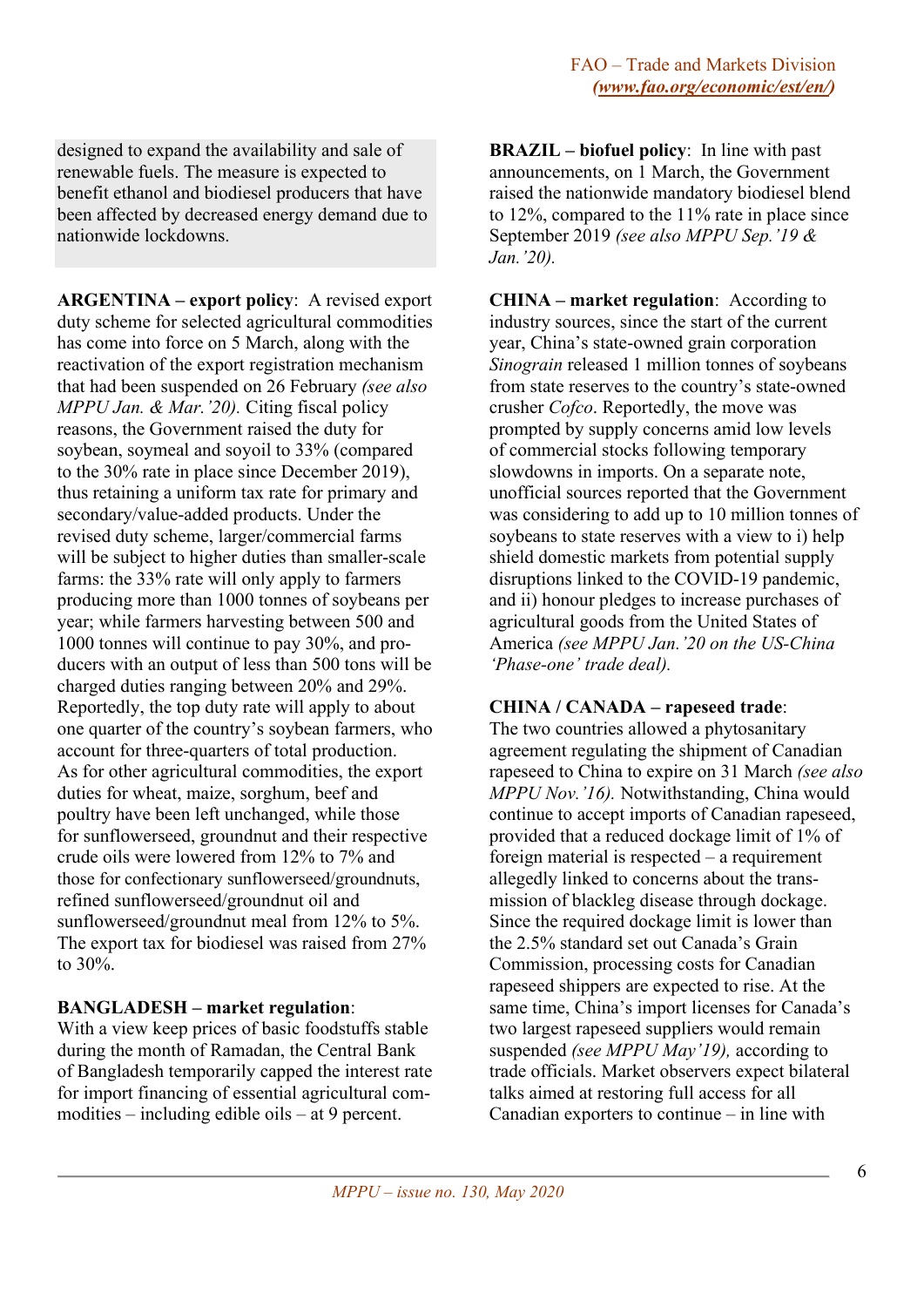designed to expand the availability and sale of renewable fuels. The measure is expected to benefit ethanol and biodiesel producers that have been affected by decreased energy demand due to nationwide lockdowns.

**ARGENTINA – export policy**: A revised export duty scheme for selected agricultural commodities has come into force on 5 March, along with the reactivation of the export registration mechanism that had been suspended on 26 February *(see also MPPU Jan. & Mar.'20).* Citing fiscal policy reasons, the Government raised the duty for soybean, soymeal and soyoil to 33% (compared to the 30% rate in place since December 2019), thus retaining a uniform tax rate for primary and secondary/value-added products. Under the revised duty scheme, larger/commercial farms will be subject to higher duties than smaller-scale farms: the 33% rate will only apply to farmers producing more than 1000 tonnes of soybeans per year; while farmers harvesting between 500 and 1000 tonnes will continue to pay 30%, and producers with an output of less than 500 tons will be charged duties ranging between 20% and 29%. Reportedly, the top duty rate will apply to about one quarter of the country's soybean farmers, who account for three-quarters of total production. As for other agricultural commodities, the export duties for wheat, maize, sorghum, beef and poultry have been left unchanged, while those for sunflowerseed, groundnut and their respective crude oils were lowered from 12% to 7% and those for confectionary sunflowerseed/groundnuts, refined sunflowerseed/groundnut oil and sunflowerseed/groundnut meal from 12% to 5%. The export tax for biodiesel was raised from 27% to 30%.

**BANGLADESH – market regulation**: With a view keep prices of basic foodstuffs stable during the month of Ramadan, the Central Bank of Bangladesh temporarily capped the interest rate for import financing of essential agricultural commodities – including edible oils – at 9 percent.

**BRAZIL – biofuel policy**: In line with past announcements, on 1 March, the Government raised the nationwide mandatory biodiesel blend to 12%, compared to the 11% rate in place since September 2019 *(see also MPPU Sep.'19 & Jan.'20).*

**CHINA – market regulation**: According to industry sources, since the start of the current year, China's state-owned grain corporation *Sinograin* released 1 million tonnes of soybeans from state reserves to the country's state-owned crusher *Cofco*. Reportedly, the move was prompted by supply concerns amid low levels of commercial stocks following temporary slowdowns in imports. On a separate note, unofficial sources reported that the Government was considering to add up to 10 million tonnes of soybeans to state reserves with a view to i) help shield domestic markets from potential supply disruptions linked to the COVID-19 pandemic, and ii) honour pledges to increase purchases of agricultural goods from the United States of America *(see MPPU Jan.'20 on the US-China 'Phase-one' trade deal).*

**CHINA / CANADA – rapeseed trade**: The two countries allowed a phytosanitary agreement regulating the shipment of Canadian rapeseed to China to expire on 31 March *(see also MPPU Nov.'16).* Notwithstanding, China would continue to accept imports of Canadian rapeseed, provided that a reduced dockage limit of 1% of foreign material is respected – a requirement allegedly linked to concerns about the transmission of blackleg disease through dockage. Since the required dockage limit is lower than the 2.5% standard set out Canada's Grain Commission, processing costs for Canadian rapeseed shippers are expected to rise. At the same time, China's import licenses for Canada's two largest rapeseed suppliers would remain suspended *(see MPPU May'19),* according to trade officials. Market observers expect bilateral talks aimed at restoring full access for all Canadian exporters to continue – in line with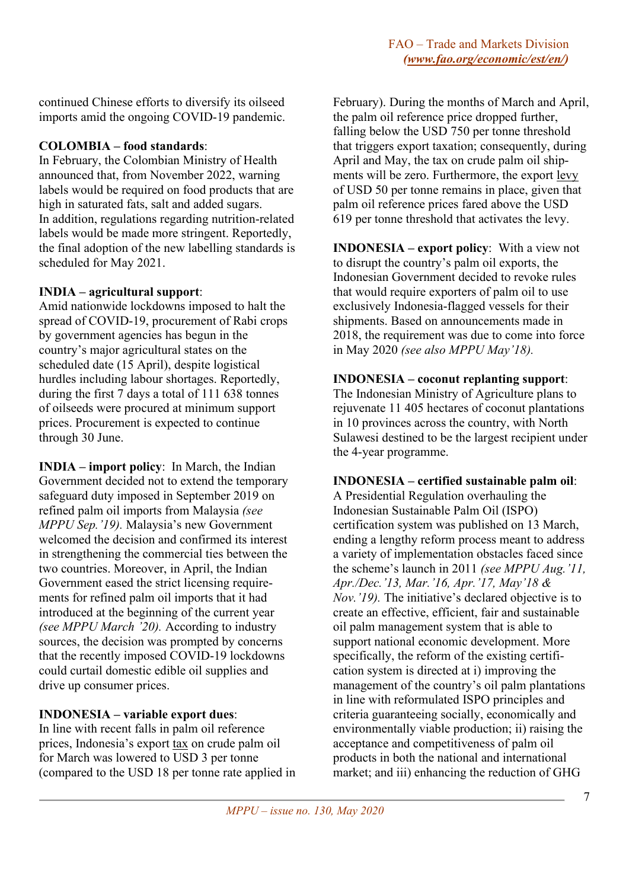continued Chinese efforts to diversify its oilseed imports amid the ongoing COVID-19 pandemic.

**COLOMBIA – food standards**:
In February, the Colombian Ministry of Health announced that, from November 2022, warning labels would be required on food products that are high in saturated fats, salt and added sugars. In addition, regulations regarding nutrition-related labels would be made more stringent. Reportedly, the final adoption of the new labelling standards is scheduled for May 2021.

**INDIA – agricultural support**:
Amid nationwide lockdowns imposed to halt the spread of COVID-19, procurement of Rabi crops by government agencies has begun in the country's major agricultural states on the scheduled date (15 April), despite logistical hurdles including labour shortages. Reportedly, during the first 7 days a total of 111 638 tonnes of oilseeds were procured at minimum support prices. Procurement is expected to continue through 30 June.

**INDIA – import policy**: In March, the Indian Government decided not to extend the temporary safeguard duty imposed in September 2019 on refined palm oil imports from Malaysia *(see MPPU Sep.'19).* Malaysia's new Government welcomed the decision and confirmed its interest in strengthening the commercial ties between the two countries. Moreover, in April, the Indian Government eased the strict licensing requirements for refined palm oil imports that it had introduced at the beginning of the current year *(see MPPU March '20).* According to industry sources, the decision was prompted by concerns that the recently imposed COVID-19 lockdowns could curtail domestic edible oil supplies and drive up consumer prices.

**INDONESIA – variable export dues**:
In line with recent falls in palm oil reference prices, Indonesia's export tax on crude palm oil for March was lowered to USD 3 per tonne (compared to the USD 18 per tonne rate applied in February). During the months of March and April, the palm oil reference price dropped further, falling below the USD 750 per tonne threshold that triggers export taxation; consequently, during April and May, the tax on crude palm oil shipments will be zero. Furthermore, the export levy of USD 50 per tonne remains in place, given that palm oil reference prices fared above the USD 619 per tonne threshold that activates the levy.

**INDONESIA – export policy**: With a view not to disrupt the country's palm oil exports, the Indonesian Government decided to revoke rules that would require exporters of palm oil to use exclusively Indonesia-flagged vessels for their shipments. Based on announcements made in 2018, the requirement was due to come into force in May 2020 *(see also MPPU May'18).*

**INDONESIA – coconut replanting support**:
The Indonesian Ministry of Agriculture plans to rejuvenate 11 405 hectares of coconut plantations in 10 provinces across the country, with North Sulawesi destined to be the largest recipient under the 4-year programme.

**INDONESIA – certified sustainable palm oil**:
A Presidential Regulation overhauling the Indonesian Sustainable Palm Oil (ISPO) certification system was published on 13 March, ending a lengthy reform process meant to address a variety of implementation obstacles faced since the scheme's launch in 2011 *(see MPPU Aug.'11, Apr./Dec.'13, Mar.'16, Apr.'17, May'18 & Nov.'19).* The initiative's declared objective is to create an effective, efficient, fair and sustainable oil palm management system that is able to support national economic development. More specifically, the reform of the existing certification system is directed at i) improving the management of the country's oil palm plantations in line with reformulated ISPO principles and criteria guaranteeing socially, economically and environmentally viable production; ii) raising the acceptance and competitiveness of palm oil products in both the national and international market; and iii) enhancing the reduction of GHG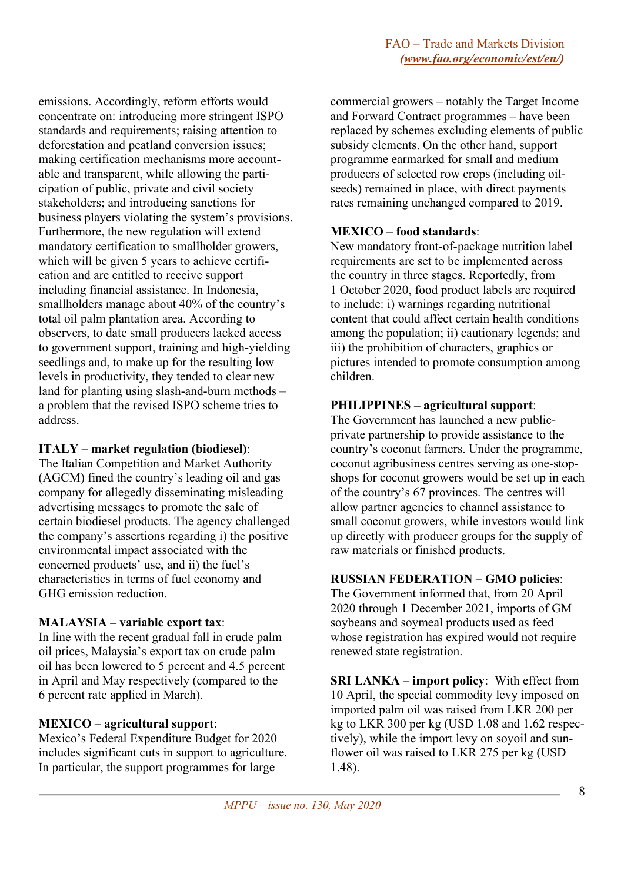emissions. Accordingly, reform efforts would concentrate on: introducing more stringent ISPO standards and requirements; raising attention to deforestation and peatland conversion issues; making certification mechanisms more accountable and transparent, while allowing the participation of public, private and civil society stakeholders; and introducing sanctions for business players violating the system's provisions. Furthermore, the new regulation will extend mandatory certification to smallholder growers, which will be given 5 years to achieve certification and are entitled to receive support including financial assistance. In Indonesia, smallholders manage about 40% of the country's total oil palm plantation area. According to observers, to date small producers lacked access to government support, training and high-yielding seedlings and, to make up for the resulting low levels in productivity, they tended to clear new land for planting using slash-and-burn methods – a problem that the revised ISPO scheme tries to address.

**ITALY – market regulation (biodiesel)**:
The Italian Competition and Market Authority (AGCM) fined the country's leading oil and gas company for allegedly disseminating misleading advertising messages to promote the sale of certain biodiesel products. The agency challenged the company's assertions regarding i) the positive environmental impact associated with the concerned products' use, and ii) the fuel's characteristics in terms of fuel economy and GHG emission reduction.

**MALAYSIA – variable export tax**:
In line with the recent gradual fall in crude palm oil prices, Malaysia's export tax on crude palm oil has been lowered to 5 percent and 4.5 percent in April and May respectively (compared to the 6 percent rate applied in March).

**MEXICO – agricultural support**:
Mexico's Federal Expenditure Budget for 2020 includes significant cuts in support to agriculture. In particular, the support programmes for large commercial growers – notably the Target Income and Forward Contract programmes – have been replaced by schemes excluding elements of public subsidy elements. On the other hand, support programme earmarked for small and medium producers of selected row crops (including oilseeds) remained in place, with direct payments rates remaining unchanged compared to 2019.

**MEXICO – food standards**:
New mandatory front-of-package nutrition label requirements are set to be implemented across the country in three stages. Reportedly, from 1 October 2020, food product labels are required to include: i) warnings regarding nutritional content that could affect certain health conditions among the population; ii) cautionary legends; and iii) the prohibition of characters, graphics or pictures intended to promote consumption among children.

**PHILIPPINES – agricultural support**:
The Government has launched a new public-private partnership to provide assistance to the country's coconut farmers. Under the programme, coconut agribusiness centres serving as one-stop-shops for coconut growers would be set up in each of the country's 67 provinces. The centres will allow partner agencies to channel assistance to small coconut growers, while investors would link up directly with producer groups for the supply of raw materials or finished products.

**RUSSIAN FEDERATION – GMO policies**:
The Government informed that, from 20 April 2020 through 1 December 2021, imports of GM soybeans and soymeal products used as feed whose registration has expired would not require renewed state registration.

**SRI LANKA – import policy**: With effect from 10 April, the special commodity levy imposed on imported palm oil was raised from LKR 200 per kg to LKR 300 per kg (USD 1.08 and 1.62 respectively), while the import levy on soyoil and sunflower oil was raised to LKR 275 per kg (USD 1.48).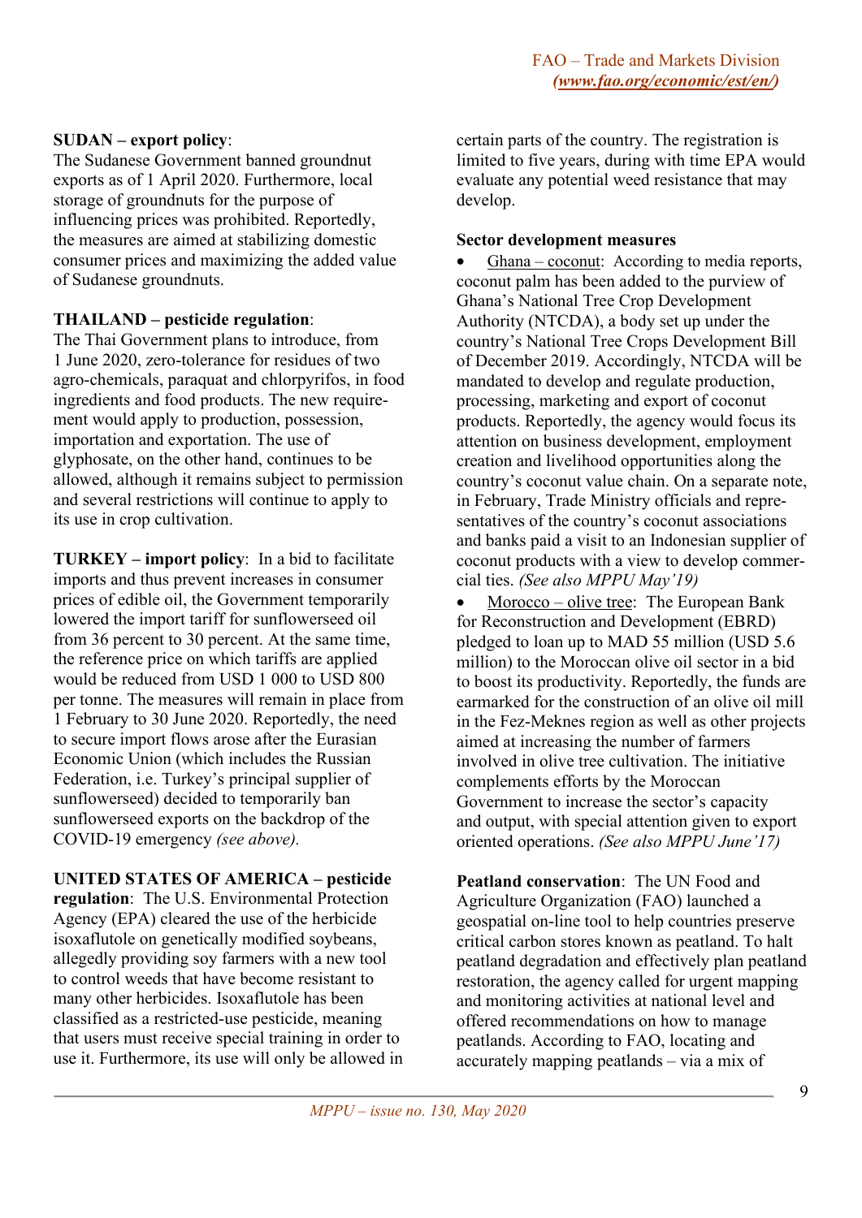**SUDAN – export policy**:
The Sudanese Government banned groundnut exports as of 1 April 2020. Furthermore, local storage of groundnuts for the purpose of influencing prices was prohibited. Reportedly, the measures are aimed at stabilizing domestic consumer prices and maximizing the added value of Sudanese groundnuts.

**THAILAND – pesticide regulation**:
The Thai Government plans to introduce, from 1 June 2020, zero-tolerance for residues of two agro-chemicals, paraquat and chlorpyrifos, in food ingredients and food products. The new requirement would apply to production, possession, importation and exportation. The use of glyphosate, on the other hand, continues to be allowed, although it remains subject to permission and several restrictions will continue to apply to its use in crop cultivation.

**TURKEY – import policy**: In a bid to facilitate imports and thus prevent increases in consumer prices of edible oil, the Government temporarily lowered the import tariff for sunflowerseed oil from 36 percent to 30 percent. At the same time, the reference price on which tariffs are applied would be reduced from USD 1 000 to USD 800 per tonne. The measures will remain in place from 1 February to 30 June 2020. Reportedly, the need to secure import flows arose after the Eurasian Economic Union (which includes the Russian Federation, i.e. Turkey's principal supplier of sunflowerseed) decided to temporarily ban sunflowerseed exports on the backdrop of the COVID-19 emergency *(see above).*

**UNITED STATES OF AMERICA – pesticide regulation**: The U.S. Environmental Protection Agency (EPA) cleared the use of the herbicide isoxaflutole on genetically modified soybeans, allegedly providing soy farmers with a new tool to control weeds that have become resistant to many other herbicides. Isoxaflutole has been classified as a restricted-use pesticide, meaning that users must receive special training in order to use it. Furthermore, its use will only be allowed in certain parts of the country. The registration is limited to five years, during with time EPA would evaluate any potential weed resistance that may develop.

**Sector development measures**

- Ghana – coconut: According to media reports, coconut palm has been added to the purview of Ghana's National Tree Crop Development Authority (NTCDA), a body set up under the country's National Tree Crops Development Bill of December 2019. Accordingly, NTCDA will be mandated to develop and regulate production, processing, marketing and export of coconut products. Reportedly, the agency would focus its attention on business development, employment creation and livelihood opportunities along the country's coconut value chain. On a separate note, in February, Trade Ministry officials and representatives of the country's coconut associations and banks paid a visit to an Indonesian supplier of coconut products with a view to develop commercial ties. *(See also MPPU May'19)*
- Morocco – olive tree: The European Bank for Reconstruction and Development (EBRD) pledged to loan up to MAD 55 million (USD 5.6 million) to the Moroccan olive oil sector in a bid to boost its productivity. Reportedly, the funds are earmarked for the construction of an olive oil mill in the Fez-Meknes region as well as other projects aimed at increasing the number of farmers involved in olive tree cultivation. The initiative complements efforts by the Moroccan Government to increase the sector's capacity and output, with special attention given to export oriented operations. *(See also MPPU June'17)*

**Peatland conservation**: The UN Food and Agriculture Organization (FAO) launched a geospatial on-line tool to help countries preserve critical carbon stores known as peatland. To halt peatland degradation and effectively plan peatland restoration, the agency called for urgent mapping and monitoring activities at national level and offered recommendations on how to manage peatlands. According to FAO, locating and accurately mapping peatlands – via a mix of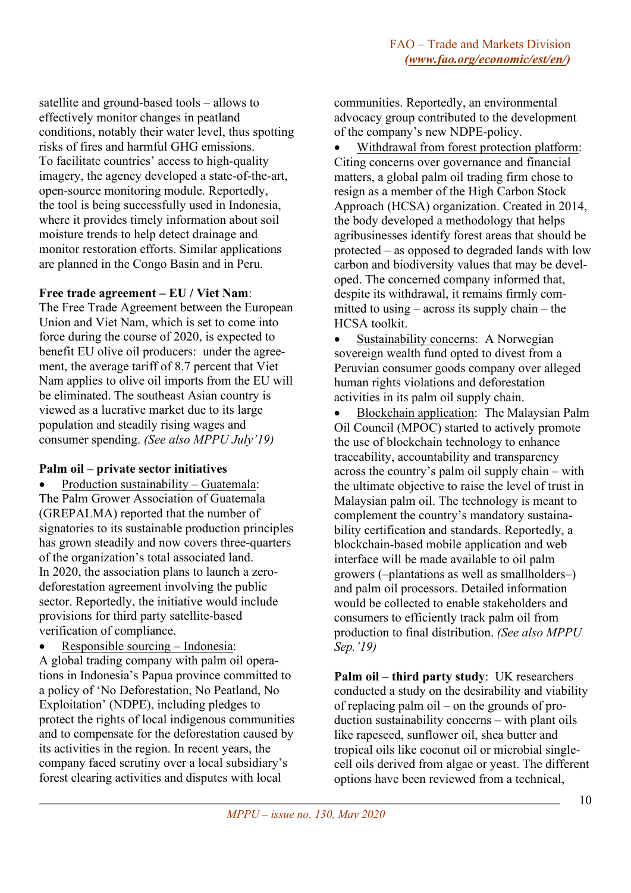satellite and ground-based tools – allows to effectively monitor changes in peatland conditions, notably their water level, thus spotting risks of fires and harmful GHG emissions. To facilitate countries' access to high-quality imagery, the agency developed a state-of-the-art, open-source monitoring module. Reportedly, the tool is being successfully used in Indonesia, where it provides timely information about soil moisture trends to help detect drainage and monitor restoration efforts. Similar applications are planned in the Congo Basin and in Peru.

**Free trade agreement – EU / Viet Nam**: The Free Trade Agreement between the European Union and Viet Nam, which is set to come into force during the course of 2020, is expected to benefit EU olive oil producers: under the agreement, the average tariff of 8.7 percent that Viet Nam applies to olive oil imports from the EU will be eliminated. The southeast Asian country is viewed as a lucrative market due to its large population and steadily rising wages and consumer spending. *(See also MPPU July'19)*

**Palm oil – private sector initiatives**

- <u>Production sustainability – Guatemala</u>: The Palm Grower Association of Guatemala (GREPALMA) reported that the number of signatories to its sustainable production principles has grown steadily and now covers three-quarters of the organization's total associated land. In 2020, the association plans to launch a zero-deforestation agreement involving the public sector. Reportedly, the initiative would include provisions for third party satellite-based verification of compliance.
- <u>Responsible sourcing – Indonesia</u>: A global trading company with palm oil operations in Indonesia's Papua province committed to a policy of 'No Deforestation, No Peatland, No Exploitation' (NDPE), including pledges to protect the rights of local indigenous communities and to compensate for the deforestation caused by its activities in the region. In recent years, the company faced scrutiny over a local subsidiary's forest clearing activities and disputes with local communities. Reportedly, an environmental advocacy group contributed to the development of the company's new NDPE-policy.
- <u>Withdrawal from forest protection platform</u>: Citing concerns over governance and financial matters, a global palm oil trading firm chose to resign as a member of the High Carbon Stock Approach (HCSA) organization. Created in 2014, the body developed a methodology that helps agribusinesses identify forest areas that should be protected – as opposed to degraded lands with low carbon and biodiversity values that may be developed. The concerned company informed that, despite its withdrawal, it remains firmly committed to using – across its supply chain – the HCSA toolkit.
- <u>Sustainability concerns</u>: A Norwegian sovereign wealth fund opted to divest from a Peruvian consumer goods company over alleged human rights violations and deforestation activities in its palm oil supply chain.
- <u>Blockchain application</u>: The Malaysian Palm Oil Council (MPOC) started to actively promote the use of blockchain technology to enhance traceability, accountability and transparency across the country's palm oil supply chain – with the ultimate objective to raise the level of trust in Malaysian palm oil. The technology is meant to complement the country's mandatory sustainability certification and standards. Reportedly, a blockchain-based mobile application and web interface will be made available to oil palm growers (–plantations as well as smallholders–) and palm oil processors. Detailed information would be collected to enable stakeholders and consumers to efficiently track palm oil from production to final distribution. *(See also MPPU Sep.'19)*

**Palm oil – third party study**: UK researchers conducted a study on the desirability and viability of replacing palm oil – on the grounds of production sustainability concerns – with plant oils like rapeseed, sunflower oil, shea butter and tropical oils like coconut oil or microbial single-cell oils derived from algae or yeast. The different options have been reviewed from a technical,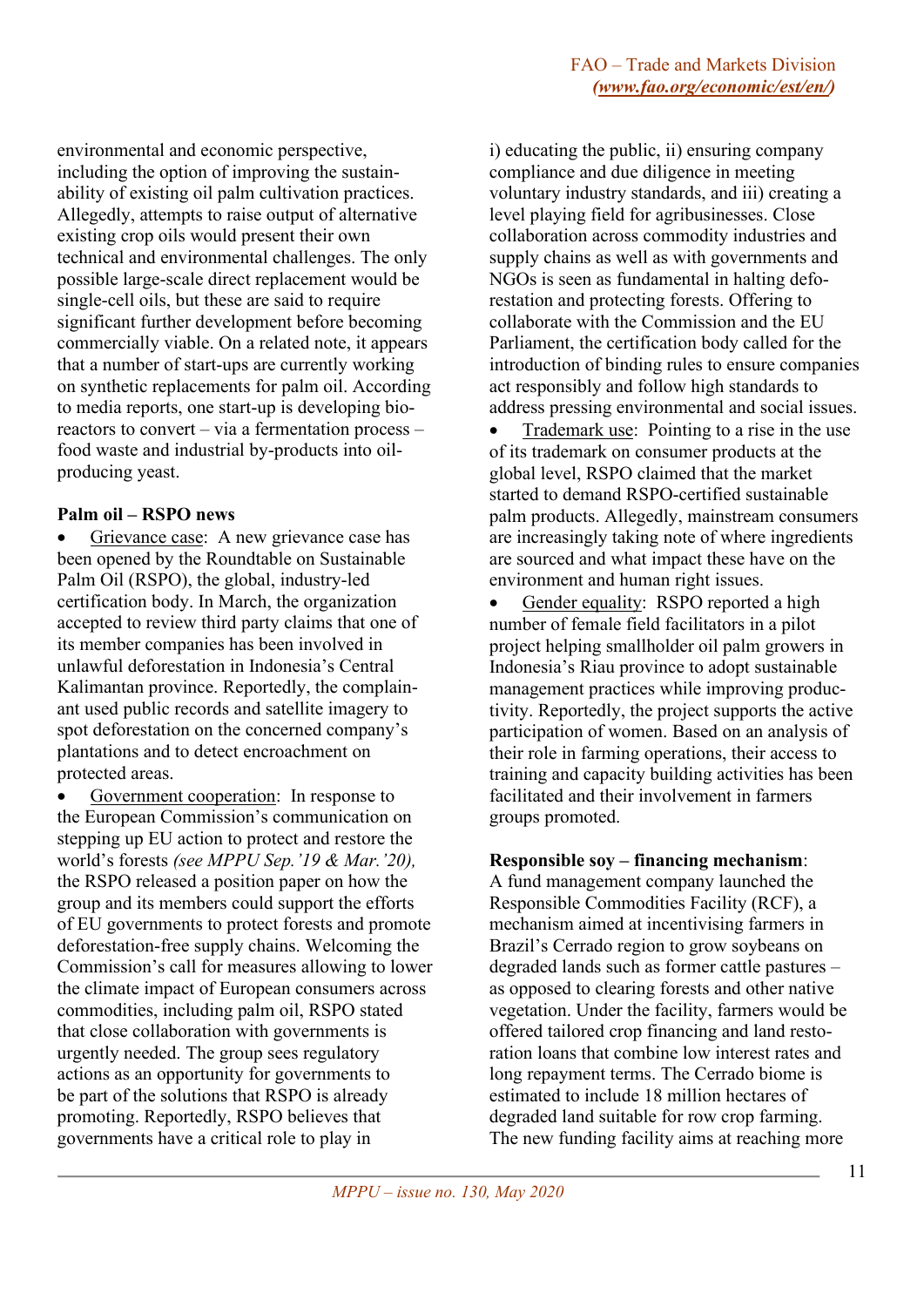environmental and economic perspective, including the option of improving the sustainability of existing oil palm cultivation practices. Allegedly, attempts to raise output of alternative existing crop oils would present their own technical and environmental challenges. The only possible large-scale direct replacement would be single-cell oils, but these are said to require significant further development before becoming commercially viable. On a related note, it appears that a number of start-ups are currently working on synthetic replacements for palm oil. According to media reports, one start-up is developing bioreactors to convert – via a fermentation process – food waste and industrial by-products into oil-producing yeast.

**Palm oil – RSPO news**

- Grievance case: A new grievance case has been opened by the Roundtable on Sustainable Palm Oil (RSPO), the global, industry-led certification body. In March, the organization accepted to review third party claims that one of its member companies has been involved in unlawful deforestation in Indonesia's Central Kalimantan province. Reportedly, the complainant used public records and satellite imagery to spot deforestation on the concerned company's plantations and to detect encroachment on protected areas.
- Government cooperation: In response to the European Commission's communication on stepping up EU action to protect and restore the world's forests *(see MPPU Sep.'19 & Mar.'20)*, the RSPO released a position paper on how the group and its members could support the efforts of EU governments to protect forests and promote deforestation-free supply chains. Welcoming the Commission's call for measures allowing to lower the climate impact of European consumers across commodities, including palm oil, RSPO stated that close collaboration with governments is urgently needed. The group sees regulatory actions as an opportunity for governments to be part of the solutions that RSPO is already promoting. Reportedly, RSPO believes that governments have a critical role to play in i) educating the public, ii) ensuring company compliance and due diligence in meeting voluntary industry standards, and iii) creating a level playing field for agribusinesses. Close collaboration across commodity industries and supply chains as well as with governments and NGOs is seen as fundamental in halting deforestation and protecting forests. Offering to collaborate with the Commission and the EU Parliament, the certification body called for the introduction of binding rules to ensure companies act responsibly and follow high standards to address pressing environmental and social issues.
- Trademark use: Pointing to a rise in the use of its trademark on consumer products at the global level, RSPO claimed that the market started to demand RSPO-certified sustainable palm products. Allegedly, mainstream consumers are increasingly taking note of where ingredients are sourced and what impact these have on the environment and human right issues.
- Gender equality: RSPO reported a high number of female field facilitators in a pilot project helping smallholder oil palm growers in Indonesia's Riau province to adopt sustainable management practices while improving productivity. Reportedly, the project supports the active participation of women. Based on an analysis of their role in farming operations, their access to training and capacity building activities has been facilitated and their involvement in farmers groups promoted.

**Responsible soy – financing mechanism**: A fund management company launched the Responsible Commodities Facility (RCF), a mechanism aimed at incentivising farmers in Brazil's Cerrado region to grow soybeans on degraded lands such as former cattle pastures – as opposed to clearing forests and other native vegetation. Under the facility, farmers would be offered tailored crop financing and land restoration loans that combine low interest rates and long repayment terms. The Cerrado biome is estimated to include 18 million hectares of degraded land suitable for row crop farming. The new funding facility aims at reaching more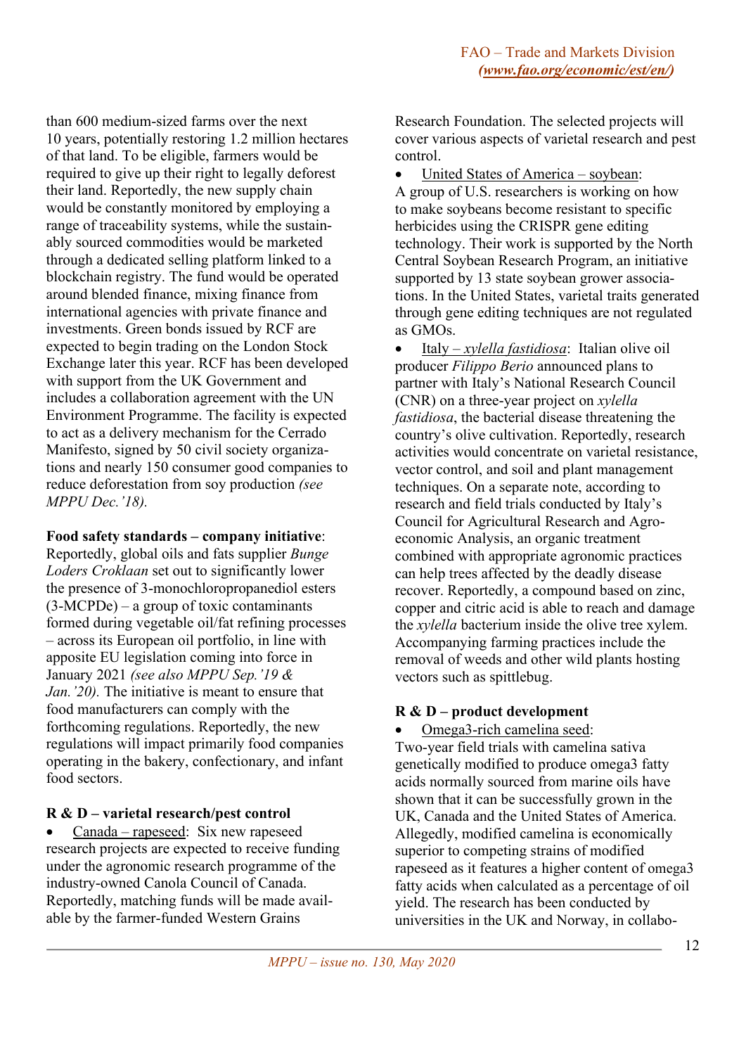than 600 medium-sized farms over the next 10 years, potentially restoring 1.2 million hectares of that land. To be eligible, farmers would be required to give up their right to legally deforest their land. Reportedly, the new supply chain would be constantly monitored by employing a range of traceability systems, while the sustainably sourced commodities would be marketed through a dedicated selling platform linked to a blockchain registry. The fund would be operated around blended finance, mixing finance from international agencies with private finance and investments. Green bonds issued by RCF are expected to begin trading on the London Stock Exchange later this year. RCF has been developed with support from the UK Government and includes a collaboration agreement with the UN Environment Programme. The facility is expected to act as a delivery mechanism for the Cerrado Manifesto, signed by 50 civil society organizations and nearly 150 consumer good companies to reduce deforestation from soy production *(see MPPU Dec.'18).*

**Food safety standards – company initiative**: Reportedly, global oils and fats supplier *Bunge Loders Croklaan* set out to significantly lower the presence of 3-monochloropropanediol esters (3-MCPDe) – a group of toxic contaminants formed during vegetable oil/fat refining processes – across its European oil portfolio, in line with apposite EU legislation coming into force in January 2021 *(see also MPPU Sep.'19 & Jan.'20).* The initiative is meant to ensure that food manufacturers can comply with the forthcoming regulations. Reportedly, the new regulations will impact primarily food companies operating in the bakery, confectionary, and infant food sectors.

**R & D – varietal research/pest control**

- Canada – rapeseed: Six new rapeseed research projects are expected to receive funding under the agronomic research programme of the industry-owned Canola Council of Canada. Reportedly, matching funds will be made available by the farmer-funded Western Grains Research Foundation. The selected projects will cover various aspects of varietal research and pest control.
- United States of America – soybean: A group of U.S. researchers is working on how to make soybeans become resistant to specific herbicides using the CRISPR gene editing technology. Their work is supported by the North Central Soybean Research Program, an initiative supported by 13 state soybean grower associations. In the United States, varietal traits generated through gene editing techniques are not regulated as GMOs.
- Italy – *xylella fastidiosa*: Italian olive oil producer *Filippo Berio* announced plans to partner with Italy's National Research Council (CNR) on a three-year project on *xylella fastidiosa*, the bacterial disease threatening the country's olive cultivation. Reportedly, research activities would concentrate on varietal resistance, vector control, and soil and plant management techniques. On a separate note, according to research and field trials conducted by Italy's Council for Agricultural Research and Agro-economic Analysis, an organic treatment combined with appropriate agronomic practices can help trees affected by the deadly disease recover. Reportedly, a compound based on zinc, copper and citric acid is able to reach and damage the *xylella* bacterium inside the olive tree xylem. Accompanying farming practices include the removal of weeds and other wild plants hosting vectors such as spittlebug.

**R & D – product development**

- Omega3-rich camelina seed: Two-year field trials with camelina sativa genetically modified to produce omega3 fatty acids normally sourced from marine oils have shown that it can be successfully grown in the UK, Canada and the United States of America. Allegedly, modified camelina is economically superior to competing strains of modified rapeseed as it features a higher content of omega3 fatty acids when calculated as a percentage of oil yield. The research has been conducted by universities in the UK and Norway, in collabo-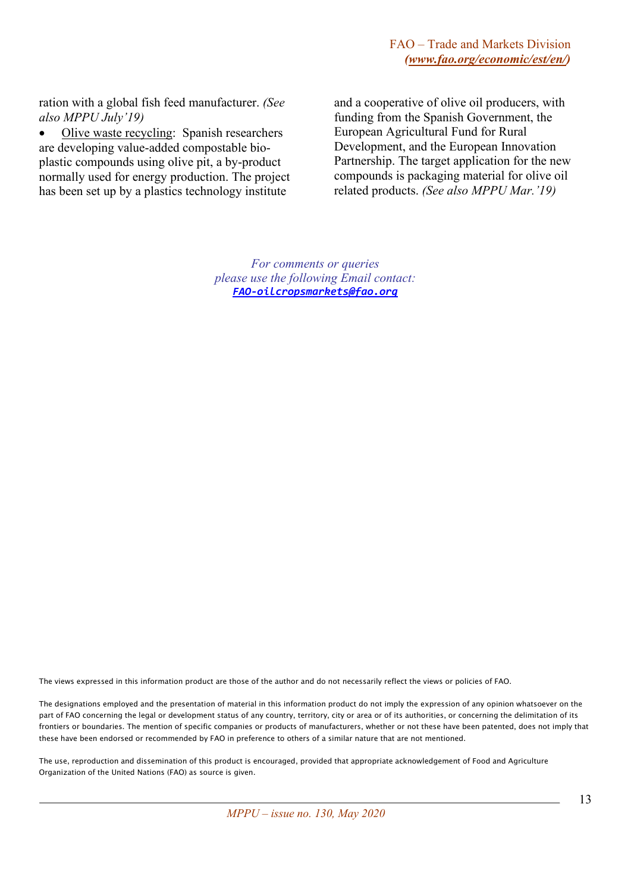ration with a global fish feed manufacturer. *(See also MPPU July'19)*

- Olive waste recycling: Spanish researchers are developing value-added compostable bio-plastic compounds using olive pit, a by-product normally used for energy production. The project has been set up by a plastics technology institute and a cooperative of olive oil producers, with funding from the Spanish Government, the European Agricultural Fund for Rural Development, and the European Innovation Partnership. The target application for the new compounds is packaging material for olive oil related products. *(See also MPPU Mar.'19)*

*For comments or queries*
*please use the following Email contact:*
***FAO-oilcropsmarkets@fao.org***

The views expressed in this information product are those of the author and do not necessarily reflect the views or policies of FAO.

The designations employed and the presentation of material in this information product do not imply the expression of any opinion whatsoever on the part of FAO concerning the legal or development status of any country, territory, city or area or of its authorities, or concerning the delimitation of its frontiers or boundaries. The mention of specific companies or products of manufacturers, whether or not these have been patented, does not imply that these have been endorsed or recommended by FAO in preference to others of a similar nature that are not mentioned.

The use, reproduction and dissemination of this product is encouraged, provided that appropriate acknowledgement of Food and Agriculture Organization of the United Nations (FAO) as source is given.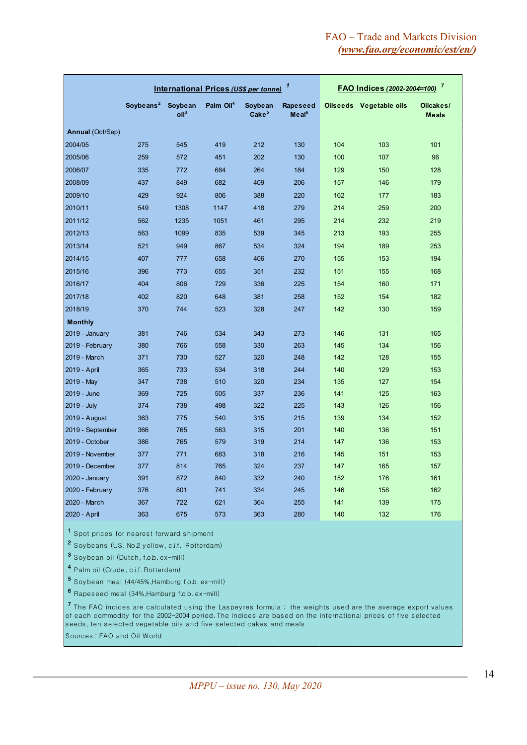| | International Prices (US$ per tonne) [1] | | | | | FAO Indices (2002-2004=100) [7] | | |
|---|---|---|---|---|---|---|---|---|
| | Soybeans[2] | Soybean oil[3] | Palm Oil[4] | Soybean Cake[5] | Rapeseed Meal[6] | Oilseeds | Vegetable oils | Oilcakes/ Meals |
| **Annual** (Oct/Sep) | | | | | | | | |
| 2004/05 | 275 | 545 | 419 | 212 | 130 | 104 | 103 | 101 |
| 2005/06 | 259 | 572 | 451 | 202 | 130 | 100 | 107 | 96 |
| 2006/07 | 335 | 772 | 684 | 264 | 184 | 129 | 150 | 128 |
| 2008/09 | 437 | 849 | 682 | 409 | 206 | 157 | 146 | 179 |
| 2009/10 | 429 | 924 | 806 | 388 | 220 | 162 | 177 | 183 |
| 2010/11 | 549 | 1308 | 1147 | 418 | 279 | 214 | 259 | 200 |
| 2011/12 | 562 | 1235 | 1051 | 461 | 295 | 214 | 232 | 219 |
| 2012/13 | 563 | 1099 | 835 | 539 | 345 | 213 | 193 | 255 |
| 2013/14 | 521 | 949 | 867 | 534 | 324 | 194 | 189 | 253 |
| 2014/15 | 407 | 777 | 658 | 406 | 270 | 155 | 153 | 194 |
| 2015/16 | 396 | 773 | 655 | 351 | 232 | 151 | 155 | 168 |
| 2016/17 | 404 | 806 | 729 | 336 | 225 | 154 | 160 | 171 |
| 2017/18 | 402 | 820 | 648 | 381 | 258 | 152 | 154 | 182 |
| 2018/19 | 370 | 744 | 523 | 328 | 247 | 142 | 130 | 159 |
| **Monthly** | | | | | | | | |
| 2019 - January | 381 | 746 | 534 | 343 | 273 | 146 | 131 | 165 |
| 2019 - February | 380 | 766 | 558 | 330 | 263 | 145 | 134 | 156 |
| 2019 - March | 371 | 730 | 527 | 320 | 248 | 142 | 128 | 155 |
| 2019 - April | 365 | 733 | 534 | 318 | 244 | 140 | 129 | 153 |
| 2019 - May | 347 | 738 | 510 | 320 | 234 | 135 | 127 | 154 |
| 2019 - June | 369 | 725 | 505 | 337 | 236 | 141 | 125 | 163 |
| 2019 - July | 374 | 738 | 498 | 322 | 225 | 143 | 126 | 156 |
| 2019 - August | 363 | 775 | 540 | 315 | 215 | 139 | 134 | 152 |
| 2019 - September | 366 | 765 | 563 | 315 | 201 | 140 | 136 | 151 |
| 2019 - October | 386 | 765 | 579 | 319 | 214 | 147 | 136 | 153 |
| 2019 - November | 377 | 771 | 683 | 318 | 216 | 145 | 151 | 153 |
| 2019 - December | 377 | 814 | 765 | 324 | 237 | 147 | 165 | 157 |
| 2020 - January | 391 | 872 | 840 | 332 | 240 | 152 | 176 | 161 |
| 2020 - February | 376 | 801 | 741 | 334 | 245 | 146 | 158 | 162 |
| 2020 - March | 367 | 722 | 621 | 364 | 255 | 141 | 139 | 175 |
| 2020 - April | 363 | 675 | 573 | 363 | 280 | 140 | 132 | 176 |

[1] Spot prices for nearest forward shipment

[2] Soybeans (US, No.2 yellow, c.i.f. Rotterdam)

[3] Soybean oil (Dutch, f.o.b. ex-mill)

[4] Palm oil (Crude, c.i.f. Rotterdam)

[5] Soybean meal (44/45%,Hamburg f.o.b. ex-mill)

[6] Rapeseed meal (34%,Hamburg f.o.b. ex-mill)

[7] The FAO indices are calculated using the Laspeyres formula ; the weights used are the average export values of each commodity for the 2002-2004 period. The indices are based on the international prices of five selected seeds, ten selected vegetable oils and five selected cakes and meals.

Sources: FAO and Oil World